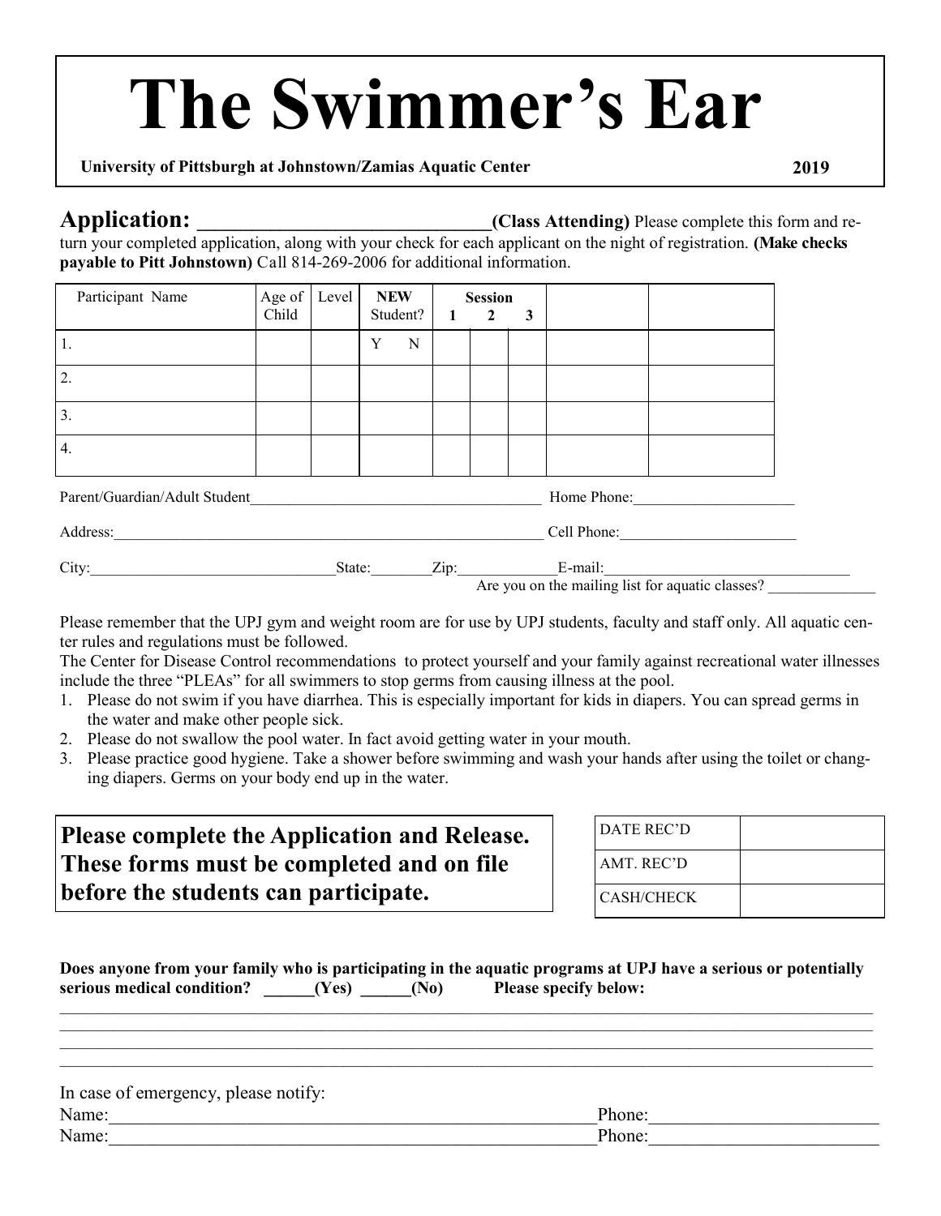# The Swimmer's Ear

**University of Pittsburgh at Johnstown/Zamias Aquatic Center** **2019**

## Application: _____________________________ (Class Attending)

Please complete this form and return your completed application, along with your check for each applicant on the night of registration. **(Make checks payable to Pitt Johnstown)** Call 814-269-2006 for additional information.

| Participant Name | Age of Child | Level | NEW Student? | Session 1 | 2 | 3 | | |
|---|---|---|---|---|---|---|---|---|
| 1. | | | Y N | | | | | |
| 2. | | | | | | | | |
| 3. | | | | | | | | |
| 4. | | | | | | | | |

Parent/Guardian/Adult Student_______________________________________ Home Phone:_____________________

Address:_________________________________________________________ Cell Phone:_______________________

City:_______________________________ State:________ Zip:_____________ E-mail:_______________________________

Are you on the mailing list for aquatic classes? ______________

Please remember that the UPJ gym and weight room are for use by UPJ students, faculty and staff only. All aquatic center rules and regulations must be followed.

The Center for Disease Control recommendations to protect yourself and your family against recreational water illnesses include the three "PLEAs" for all swimmers to stop germs from causing illness at the pool.

1. Please do not swim if you have diarrhea. This is especially important for kids in diapers. You can spread germs in the water and make other people sick.
2. Please do not swallow the pool water. In fact avoid getting water in your mouth.
3. Please practice good hygiene. Take a shower before swimming and wash your hands after using the toilet or changing diapers. Germs on your body end up in the water.

**Please complete the Application and Release. These forms must be completed and on file before the students can participate.**

| DATE REC'D | |
|---|---|
| AMT. REC'D | |
| CASH/CHECK | |

**Does anyone from your family who is participating in the aquatic programs at UPJ have a serious or potentially serious medical condition? ______(Yes) ______(No) Please specify below:**

_____________________________________________________________________________________________

_____________________________________________________________________________________________

_____________________________________________________________________________________________

_____________________________________________________________________________________________

In case of emergency, please notify:

Name:_______________________________________________________ Phone:_______________________

Name:_______________________________________________________ Phone:_______________________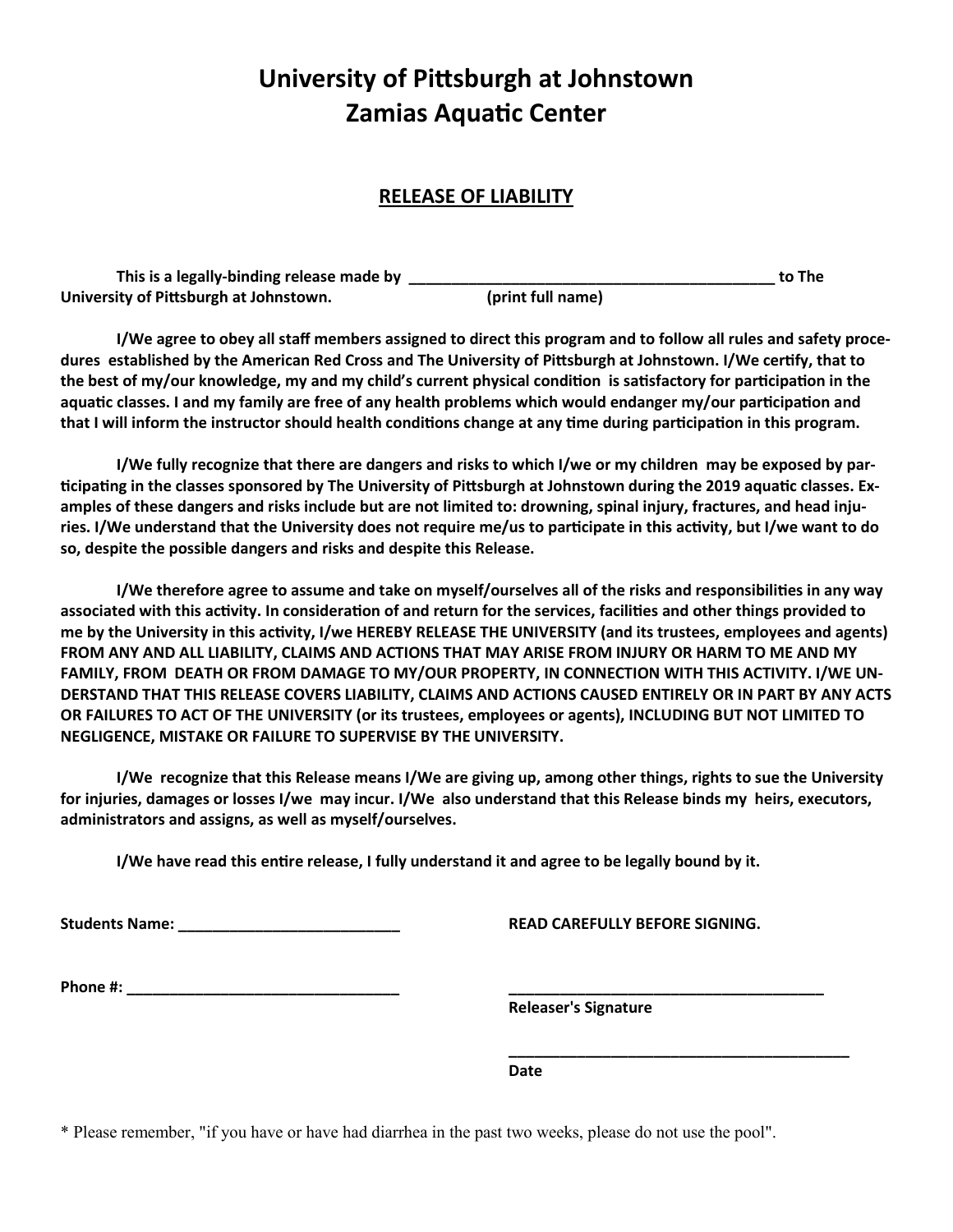# University of Pittsburgh at Johnstown
# Zamias Aquatic Center

## RELEASE OF LIABILITY

**This is a legally-binding release made by \_\_\_\_\_\_\_\_\_\_\_\_\_\_\_\_\_\_\_\_\_\_\_\_\_\_\_\_\_\_\_\_\_\_\_\_\_\_\_\_\_\_\_\_ to The University of Pittsburgh at Johnstown.** **(print full name)**

**I/We agree to obey all staff members assigned to direct this program and to follow all rules and safety procedures established by the American Red Cross and The University of Pittsburgh at Johnstown. I/We certify, that to the best of my/our knowledge, my and my child's current physical condition is satisfactory for participation in the aquatic classes. I and my family are free of any health problems which would endanger my/our participation and that I will inform the instructor should health conditions change at any time during participation in this program.**

**I/We fully recognize that there are dangers and risks to which I/we or my children may be exposed by participating in the classes sponsored by The University of Pittsburgh at Johnstown during the 2019 aquatic classes. Examples of these dangers and risks include but are not limited to: drowning, spinal injury, fractures, and head injuries. I/We understand that the University does not require me/us to participate in this activity, but I/we want to do so, despite the possible dangers and risks and despite this Release.**

**I/We therefore agree to assume and take on myself/ourselves all of the risks and responsibilities in any way associated with this activity. In consideration of and return for the services, facilities and other things provided to me by the University in this activity, I/we HEREBY RELEASE THE UNIVERSITY (and its trustees, employees and agents) FROM ANY AND ALL LIABILITY, CLAIMS AND ACTIONS THAT MAY ARISE FROM INJURY OR HARM TO ME AND MY FAMILY, FROM DEATH OR FROM DAMAGE TO MY/OUR PROPERTY, IN CONNECTION WITH THIS ACTIVITY. I/WE UNDERSTAND THAT THIS RELEASE COVERS LIABILITY, CLAIMS AND ACTIONS CAUSED ENTIRELY OR IN PART BY ANY ACTS OR FAILURES TO ACT OF THE UNIVERSITY (or its trustees, employees or agents), INCLUDING BUT NOT LIMITED TO NEGLIGENCE, MISTAKE OR FAILURE TO SUPERVISE BY THE UNIVERSITY.**

**I/We recognize that this Release means I/We are giving up, among other things, rights to sue the University for injuries, damages or losses I/we may incur. I/We also understand that this Release binds my heirs, executors, administrators and assigns, as well as myself/ourselves.**

**I/We have read this entire release, I fully understand it and agree to be legally bound by it.**

**Students Name: \_\_\_\_\_\_\_\_\_\_\_\_\_\_\_\_\_\_\_\_\_\_\_\_\_\_\_**

**READ CAREFULLY BEFORE SIGNING.**

**Phone #: \_\_\_\_\_\_\_\_\_\_\_\_\_\_\_\_\_\_\_\_\_\_\_\_\_\_\_\_\_\_\_\_**

\_\_\_\_\_\_\_\_\_\_\_\_\_\_\_\_\_\_\_\_\_\_\_\_\_\_\_\_\_\_\_\_\_\_\_\_\_\_\_
**Releaser's Signature**

\_\_\_\_\_\_\_\_\_\_\_\_\_\_\_\_\_\_\_\_\_\_\_\_\_\_\_\_\_\_\_\_\_\_\_\_\_\_\_\_\_
**Date**

* Please remember, "if you have or have had diarrhea in the past two weeks, please do not use the pool".